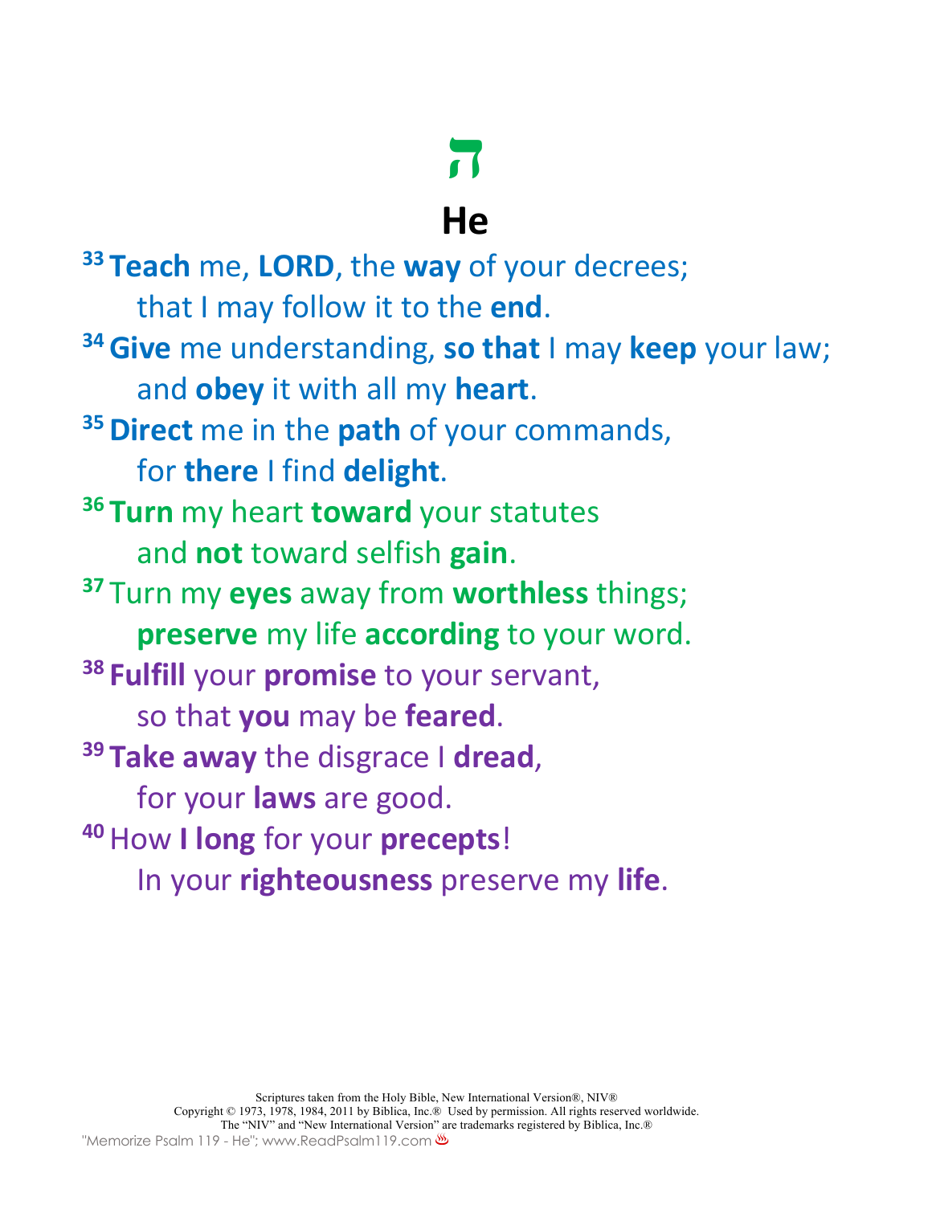# ה

## He

[33] **Teach** me, **LORD**, the **way** of your decrees;
that I may follow it to the **end**.

[34] **Give** me understanding, **so that** I may **keep** your law;
and **obey** it with all my **heart**.

[35] **Direct** me in the **path** of your commands,
for **there** I find **delight**.

[36] **Turn** my heart **toward** your statutes
and **not** toward selfish **gain**.

[37] Turn my **eyes** away from **worthless** things;
**preserve** my life **according** to your word.

[38] **Fulfill** your **promise** to your servant,
so that **you** may be **feared**.

[39] **Take away** the disgrace I **dread**,
for your **laws** are good.

[40] How **I long** for your **precepts**!
In your **righteousness** preserve my **life**.

Scriptures taken from the Holy Bible, New International Version®, NIV®
Copyright © 1973, 1978, 1984, 2011 by Biblica, Inc.® Used by permission. All rights reserved worldwide.
The "NIV" and "New International Version" are trademarks registered by Biblica, Inc.®

"Memorize Psalm 119 - He"; www.ReadPsalm119.com ♨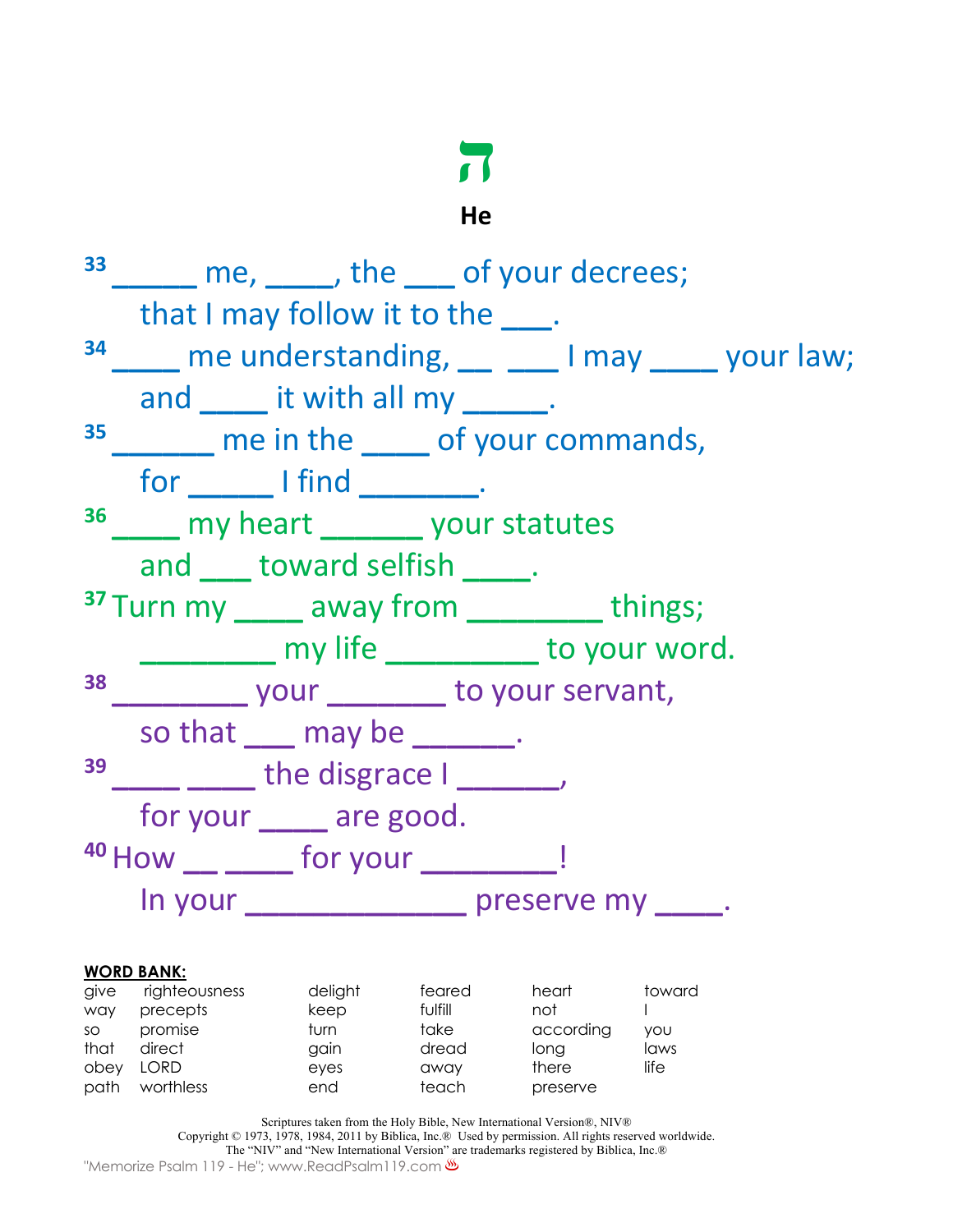# ה

**He**

[33] _____ me, ____, the ___ of your decrees;
that I may follow it to the ___.

[34] ____ me understanding, __ ___ I may ____ your law;
and ____ it with all my _____.

[35] ______ me in the ____ of your commands,
for _____ I find _______.

[36] ____ my heart ______ your statutes
and ___ toward selfish ____.

[37] Turn my ____ away from ________ things;
________ my life _________ to your word.

[38] ________ your _______ to your servant,
so that ___ may be ______.

[39] ____ ____ the disgrace I ______,
for your ____ are good.

[40] How __ ____ for your ________!
In your _____________ preserve my ____.

**WORD BANK:**

| | | | | | |
|---|---|---|---|---|---|
| give | righteousness | delight | feared | heart | toward |
| way | precepts | keep | fulfill | not | I |
| so | promise | turn | take | according | you |
| that | direct | gain | dread | long | laws |
| obey | LORD | eyes | away | there | life |
| path | worthless | end | teach | preserve | |

Scriptures taken from the Holy Bible, New International Version®, NIV®
Copyright © 1973, 1978, 1984, 2011 by Biblica, Inc.® Used by permission. All rights reserved worldwide.
The "NIV" and "New International Version" are trademarks registered by Biblica, Inc.®

"Memorize Psalm 119 - He"; www.ReadPsalm119.com